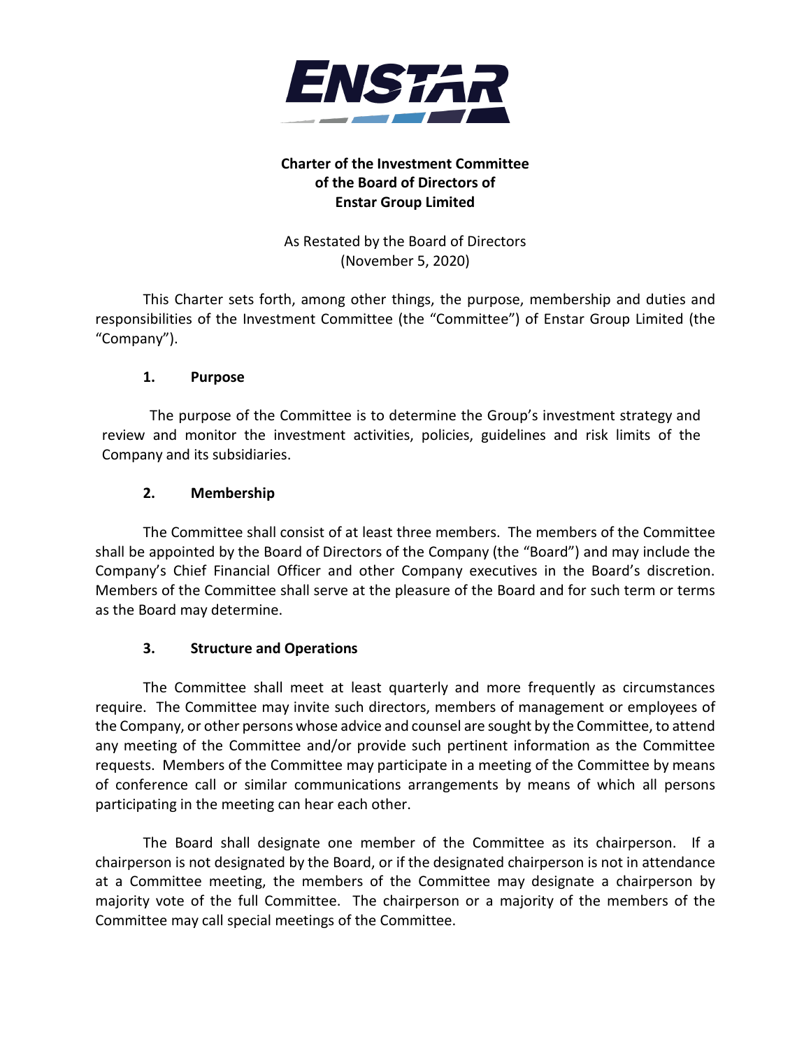**Charter of the Investment Committee of the Board of Directors of Enstar Group Limited**

As Restated by the Board of Directors
(November 5, 2020)

This Charter sets forth, among other things, the purpose, membership and duties and responsibilities of the Investment Committee (the "Committee") of Enstar Group Limited (the "Company").

## 1. Purpose

The purpose of the Committee is to determine the Group's investment strategy and review and monitor the investment activities, policies, guidelines and risk limits of the Company and its subsidiaries.

## 2. Membership

The Committee shall consist of at least three members. The members of the Committee shall be appointed by the Board of Directors of the Company (the "Board") and may include the Company's Chief Financial Officer and other Company executives in the Board's discretion. Members of the Committee shall serve at the pleasure of the Board and for such term or terms as the Board may determine.

## 3. Structure and Operations

The Committee shall meet at least quarterly and more frequently as circumstances require. The Committee may invite such directors, members of management or employees of the Company, or other persons whose advice and counsel are sought by the Committee, to attend any meeting of the Committee and/or provide such pertinent information as the Committee requests. Members of the Committee may participate in a meeting of the Committee by means of conference call or similar communications arrangements by means of which all persons participating in the meeting can hear each other.

The Board shall designate one member of the Committee as its chairperson. If a chairperson is not designated by the Board, or if the designated chairperson is not in attendance at a Committee meeting, the members of the Committee may designate a chairperson by majority vote of the full Committee. The chairperson or a majority of the members of the Committee may call special meetings of the Committee.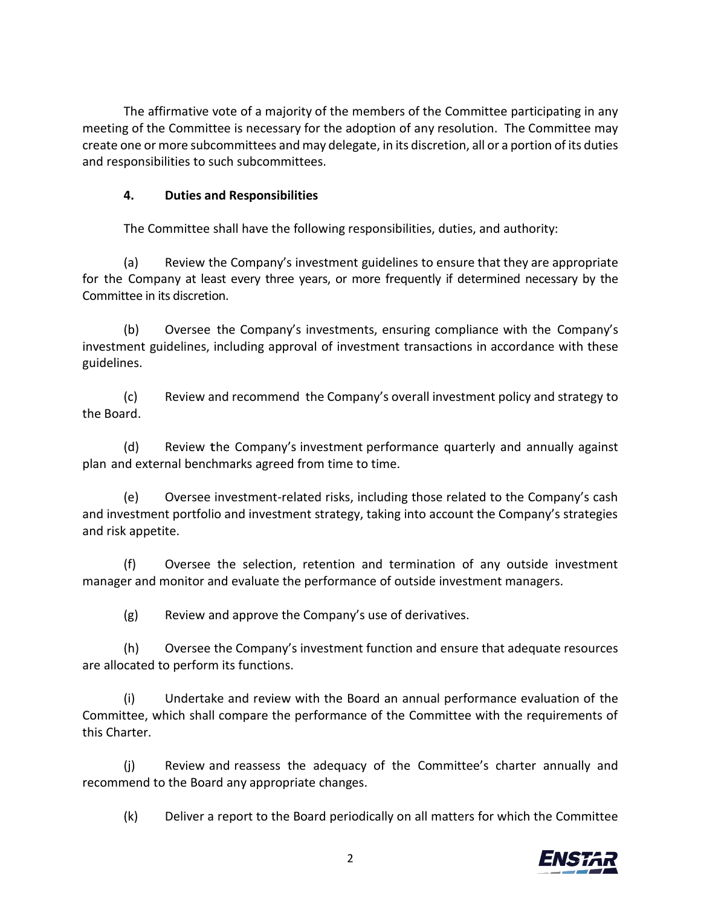The affirmative vote of a majority of the members of the Committee participating in any meeting of the Committee is necessary for the adoption of any resolution. The Committee may create one or more subcommittees and may delegate, in its discretion, all or a portion of its duties and responsibilities to such subcommittees.

**4. Duties and Responsibilities**

The Committee shall have the following responsibilities, duties, and authority:

(a) Review the Company's investment guidelines to ensure that they are appropriate for the Company at least every three years, or more frequently if determined necessary by the Committee in its discretion.

(b) Oversee the Company's investments, ensuring compliance with the Company's investment guidelines, including approval of investment transactions in accordance with these guidelines.

(c) Review and recommend the Company's overall investment policy and strategy to the Board.

(d) Review the Company's investment performance quarterly and annually against plan and external benchmarks agreed from time to time.

(e) Oversee investment-related risks, including those related to the Company's cash and investment portfolio and investment strategy, taking into account the Company's strategies and risk appetite.

(f) Oversee the selection, retention and termination of any outside investment manager and monitor and evaluate the performance of outside investment managers.

(g) Review and approve the Company's use of derivatives.

(h) Oversee the Company's investment function and ensure that adequate resources are allocated to perform its functions.

(i) Undertake and review with the Board an annual performance evaluation of the Committee, which shall compare the performance of the Committee with the requirements of this Charter.

(j) Review and reassess the adequacy of the Committee's charter annually and recommend to the Board any appropriate changes.

(k) Deliver a report to the Board periodically on all matters for which the Committee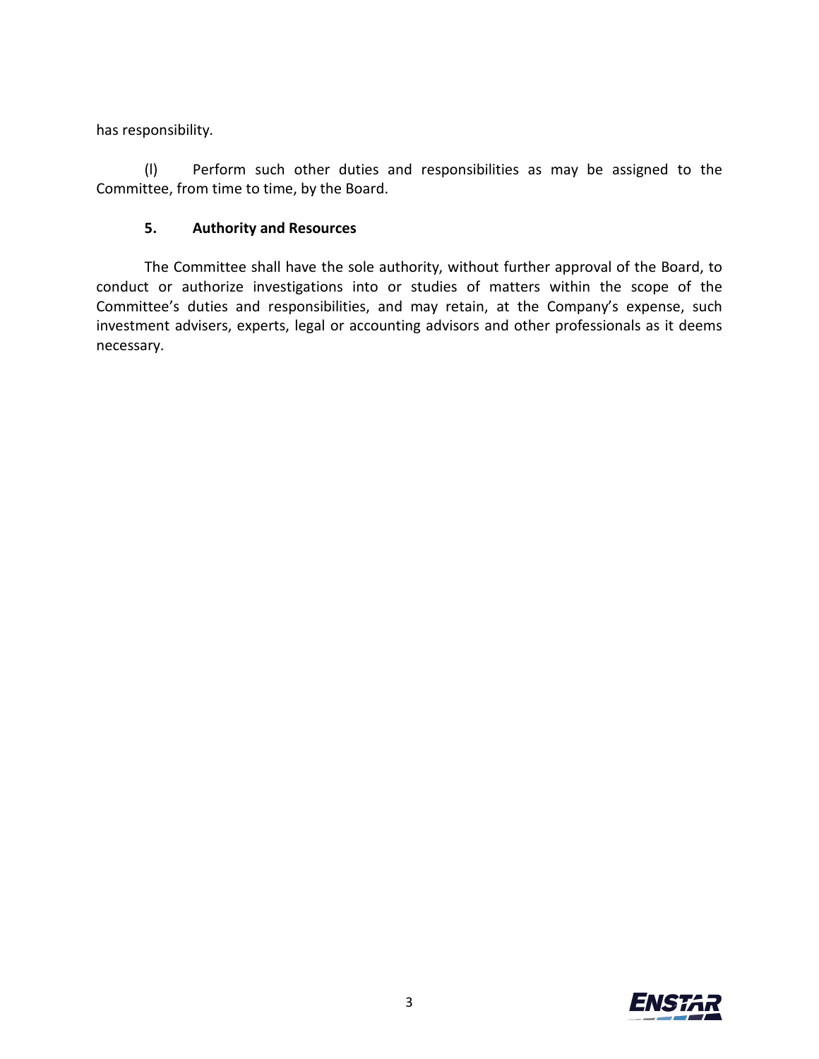has responsibility.

(l) Perform such other duties and responsibilities as may be assigned to the Committee, from time to time, by the Board.

**5. Authority and Resources**

The Committee shall have the sole authority, without further approval of the Board, to conduct or authorize investigations into or studies of matters within the scope of the Committee's duties and responsibilities, and may retain, at the Company's expense, such investment advisers, experts, legal or accounting advisors and other professionals as it deems necessary.